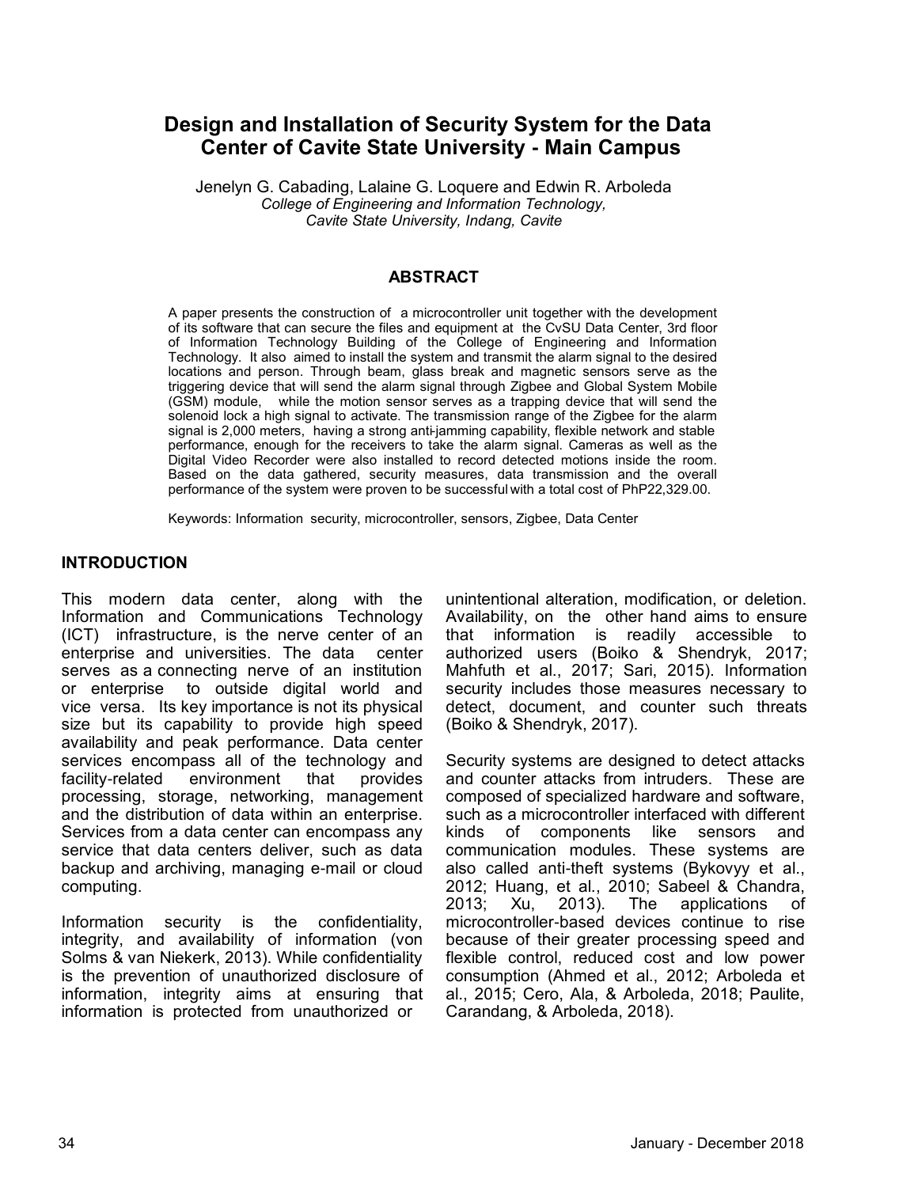# Design and Installation of Security System for the Data Center of Cavite State University - Main Campus

Jenelyn G. Cabading, Lalaine G. Loquere and Edwin R. Arboleda
*College of Engineering and Information Technology,*
*Cavite State University, Indang, Cavite*

## ABSTRACT

A paper presents the construction of a microcontroller unit together with the development of its software that can secure the files and equipment at the CvSU Data Center, 3rd floor of Information Technology Building of the College of Engineering and Information Technology. It also aimed to install the system and transmit the alarm signal to the desired locations and person. Through beam, glass break and magnetic sensors serve as the triggering device that will send the alarm signal through Zigbee and Global System Mobile (GSM) module, while the motion sensor serves as a trapping device that will send the solenoid lock a high signal to activate. The transmission range of the Zigbee for the alarm signal is 2,000 meters, having a strong anti-jamming capability, flexible network and stable performance, enough for the receivers to take the alarm signal. Cameras as well as the Digital Video Recorder were also installed to record detected motions inside the room. Based on the data gathered, security measures, data transmission and the overall performance of the system were proven to be successful with a total cost of PhP22,329.00.

Keywords: Information security, microcontroller, sensors, Zigbee, Data Center

## INTRODUCTION

This modern data center, along with the Information and Communications Technology (ICT) infrastructure, is the nerve center of an enterprise and universities. The data center serves as a connecting nerve of an institution or enterprise to outside digital world and vice versa. Its key importance is not its physical size but its capability to provide high speed availability and peak performance. Data center services encompass all of the technology and facility-related environment that provides processing, storage, networking, management and the distribution of data within an enterprise. Services from a data center can encompass any service that data centers deliver, such as data backup and archiving, managing e-mail or cloud computing.

Information security is the confidentiality, integrity, and availability of information (von Solms & van Niekerk, 2013). While confidentiality is the prevention of unauthorized disclosure of information, integrity aims at ensuring that information is protected from unauthorized or unintentional alteration, modification, or deletion. Availability, on the other hand aims to ensure that information is readily accessible to authorized users (Boiko & Shendryk, 2017; Mahfuth et al., 2017; Sari, 2015). Information security includes those measures necessary to detect, document, and counter such threats (Boiko & Shendryk, 2017).

Security systems are designed to detect attacks and counter attacks from intruders. These are composed of specialized hardware and software, such as a microcontroller interfaced with different kinds of components like sensors and communication modules. These systems are also called anti-theft systems (Bykovyy et al., 2012; Huang, et al., 2010; Sabeel & Chandra, 2013; Xu, 2013). The applications of microcontroller-based devices continue to rise because of their greater processing speed and flexible control, reduced cost and low power consumption (Ahmed et al., 2012; Arboleda et al., 2015; Cero, Ala, & Arboleda, 2018; Paulite, Carandang, & Arboleda, 2018).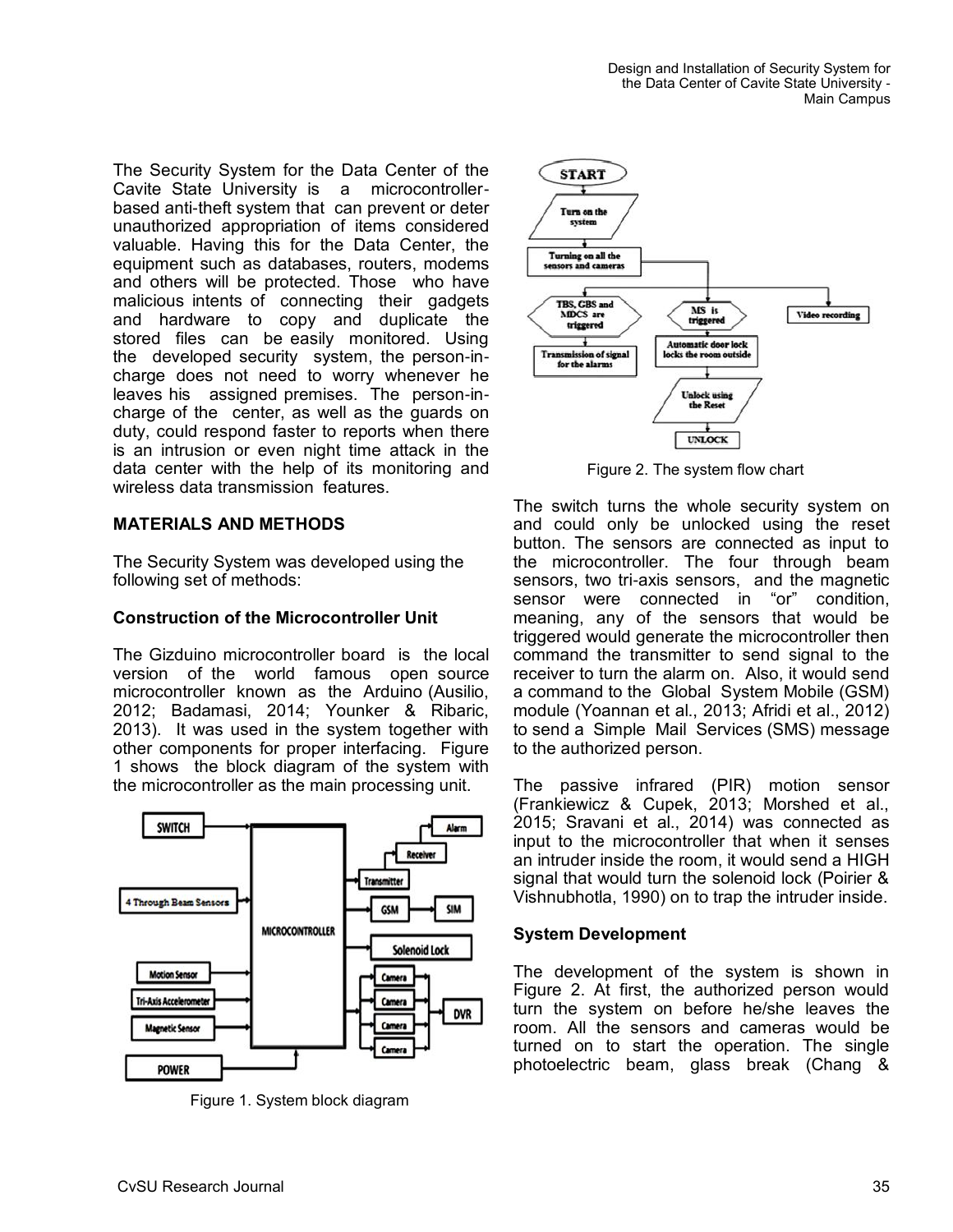The Security System for the Data Center of the Cavite State University is a microcontroller-based anti-theft system that can prevent or deter unauthorized appropriation of items considered valuable. Having this for the Data Center, the equipment such as databases, routers, modems and others will be protected. Those who have malicious intents of connecting their gadgets and hardware to copy and duplicate the stored files can be easily monitored. Using the developed security system, the person-in-charge does not need to worry whenever he leaves his assigned premises. The person-in-charge of the center, as well as the guards on duty, could respond faster to reports when there is an intrusion or even night time attack in the data center with the help of its monitoring and wireless data transmission features.

## MATERIALS AND METHODS

The Security System was developed using the following set of methods:

### Construction of the Microcontroller Unit

The Gizduino microcontroller board is the local version of the world famous open source microcontroller known as the Arduino (Ausilio, 2012; Badamasi, 2014; Younker & Ribaric, 2013). It was used in the system together with other components for proper interfacing. Figure 1 shows the block diagram of the system with the microcontroller as the main processing unit.

Figure 1. System block diagram

Figure 2. The system flow chart

The switch turns the whole security system on and could only be unlocked using the reset button. The sensors are connected as input to the microcontroller. The four through beam sensors, two tri-axis sensors, and the magnetic sensor were connected in "or" condition, meaning, any of the sensors that would be triggered would generate the microcontroller then command the transmitter to send signal to the receiver to turn the alarm on. Also, it would send a command to the Global System Mobile (GSM) module (Yoannan et al., 2013; Afridi et al., 2012) to send a Simple Mail Services (SMS) message to the authorized person.

The passive infrared (PIR) motion sensor (Frankiewicz & Cupek, 2013; Morshed et al., 2015; Sravani et al., 2014) was connected as input to the microcontroller that when it senses an intruder inside the room, it would send a HIGH signal that would turn the solenoid lock (Poirier & Vishnubhotla, 1990) on to trap the intruder inside.

### System Development

The development of the system is shown in Figure 2. At first, the authorized person would turn the system on before he/she leaves the room. All the sensors and cameras would be turned on to start the operation. The single photoelectric beam, glass break (Chang &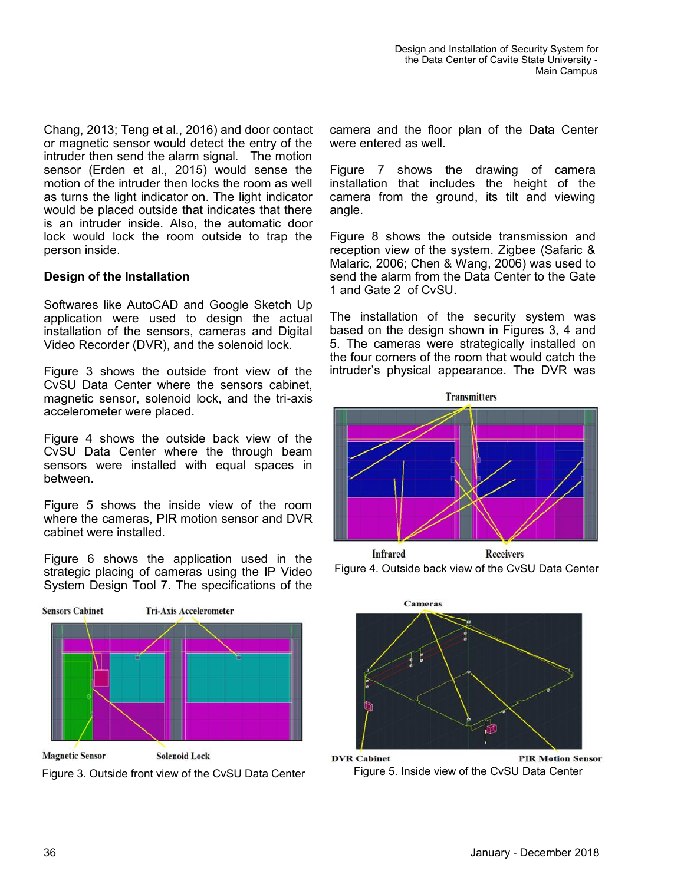Chang, 2013; Teng et al., 2016) and door contact or magnetic sensor would detect the entry of the intruder then send the alarm signal. The motion sensor (Erden et al., 2015) would sense the motion of the intruder then locks the room as well as turns the light indicator on. The light indicator would be placed outside that indicates that there is an intruder inside. Also, the automatic door lock would lock the room outside to trap the person inside.

### Design of the Installation

Softwares like AutoCAD and Google Sketch Up application were used to design the actual installation of the sensors, cameras and Digital Video Recorder (DVR), and the solenoid lock.

Figure 3 shows the outside front view of the CvSU Data Center where the sensors cabinet, magnetic sensor, solenoid lock, and the tri-axis accelerometer were placed.

Figure 4 shows the outside back view of the CvSU Data Center where the through beam sensors were installed with equal spaces in between.

Figure 5 shows the inside view of the room where the cameras, PIR motion sensor and DVR cabinet were installed.

Figure 6 shows the application used in the strategic placing of cameras using the IP Video System Design Tool 7. The specifications of the camera and the floor plan of the Data Center were entered as well.

Figure 7 shows the drawing of camera installation that includes the height of the camera from the ground, its tilt and viewing angle.

Figure 8 shows the outside transmission and reception view of the system. Zigbee (Safaric & Malaric, 2006; Chen & Wang, 2006) was used to send the alarm from the Data Center to the Gate 1 and Gate 2 of CvSU.

The installation of the security system was based on the design shown in Figures 3, 4 and 5. The cameras were strategically installed on the four corners of the room that would catch the intruder's physical appearance. The DVR was

Sensors Cabinet, Tri-Axis Accelerometer, Magnetic Sensor, Solenoid Lock

Figure 3. Outside front view of the CvSU Data Center

Transmitters, Infrared, Receivers

Figure 4. Outside back view of the CvSU Data Center

Cameras, DVR Cabinet, PIR Motion Sensor

Figure 5. Inside view of the CvSU Data Center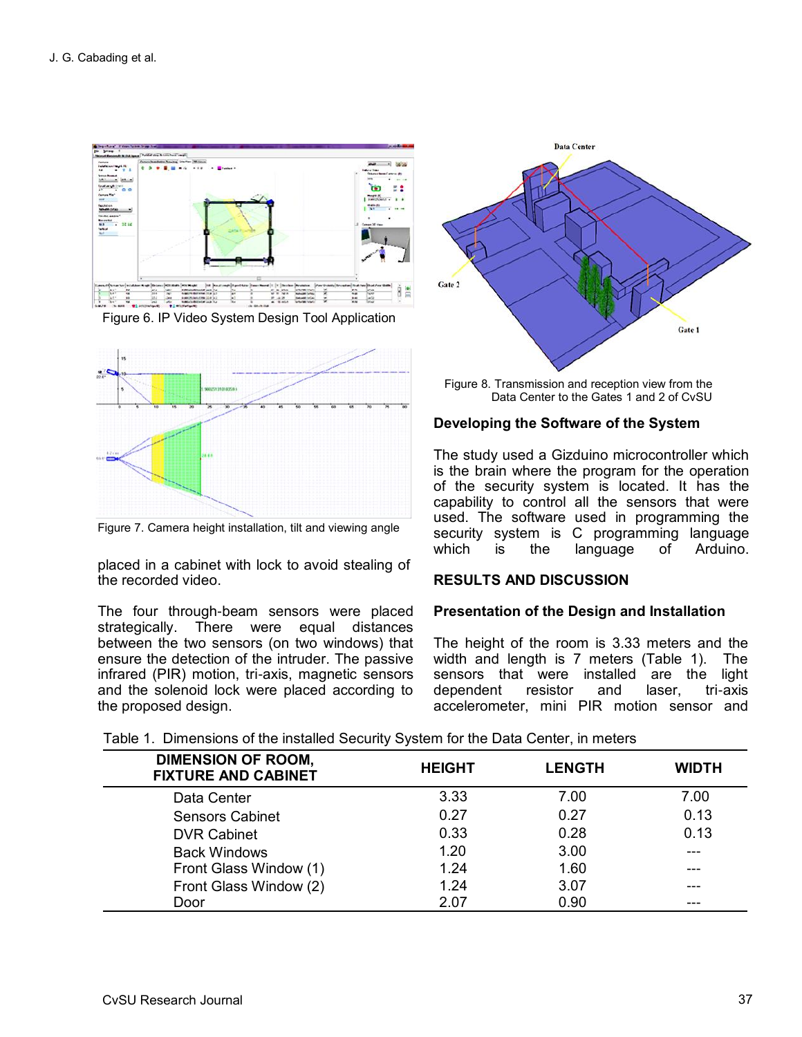Figure 6. IP Video System Design Tool Application

Figure 7. Camera height installation, tilt and viewing angle

placed in a cabinet with lock to avoid stealing of the recorded video.

The four through-beam sensors were placed strategically. There were equal distances between the two sensors (on two windows) that ensure the detection of the intruder. The passive infrared (PIR) motion, tri-axis, magnetic sensors and the solenoid lock were placed according to the proposed design.

Figure 8. Transmission and reception view from the Data Center to the Gates 1 and 2 of CvSU

### Developing the Software of the System

The study used a Gizduino microcontroller which is the brain where the program for the operation of the security system is located. It has the capability to control all the sensors that were used. The software used in programming the security system is C programming language which is the language of Arduino.

## RESULTS AND DISCUSSION

### Presentation of the Design and Installation

The height of the room is 3.33 meters and the width and length is 7 meters (Table 1). The sensors that were installed are the light dependent resistor and laser, tri-axis accelerometer, mini PIR motion sensor and

Table 1. Dimensions of the installed Security System for the Data Center, in meters

| DIMENSION OF ROOM, FIXTURE AND CABINET | HEIGHT | LENGTH | WIDTH |
|---|---|---|---|
| Data Center | 3.33 | 7.00 | 7.00 |
| Sensors Cabinet | 0.27 | 0.27 | 0.13 |
| DVR Cabinet | 0.33 | 0.28 | 0.13 |
| Back Windows | 1.20 | 3.00 | --- |
| Front Glass Window (1) | 1.24 | 1.60 | --- |
| Front Glass Window (2) | 1.24 | 3.07 | --- |
| Door | 2.07 | 0.90 | --- |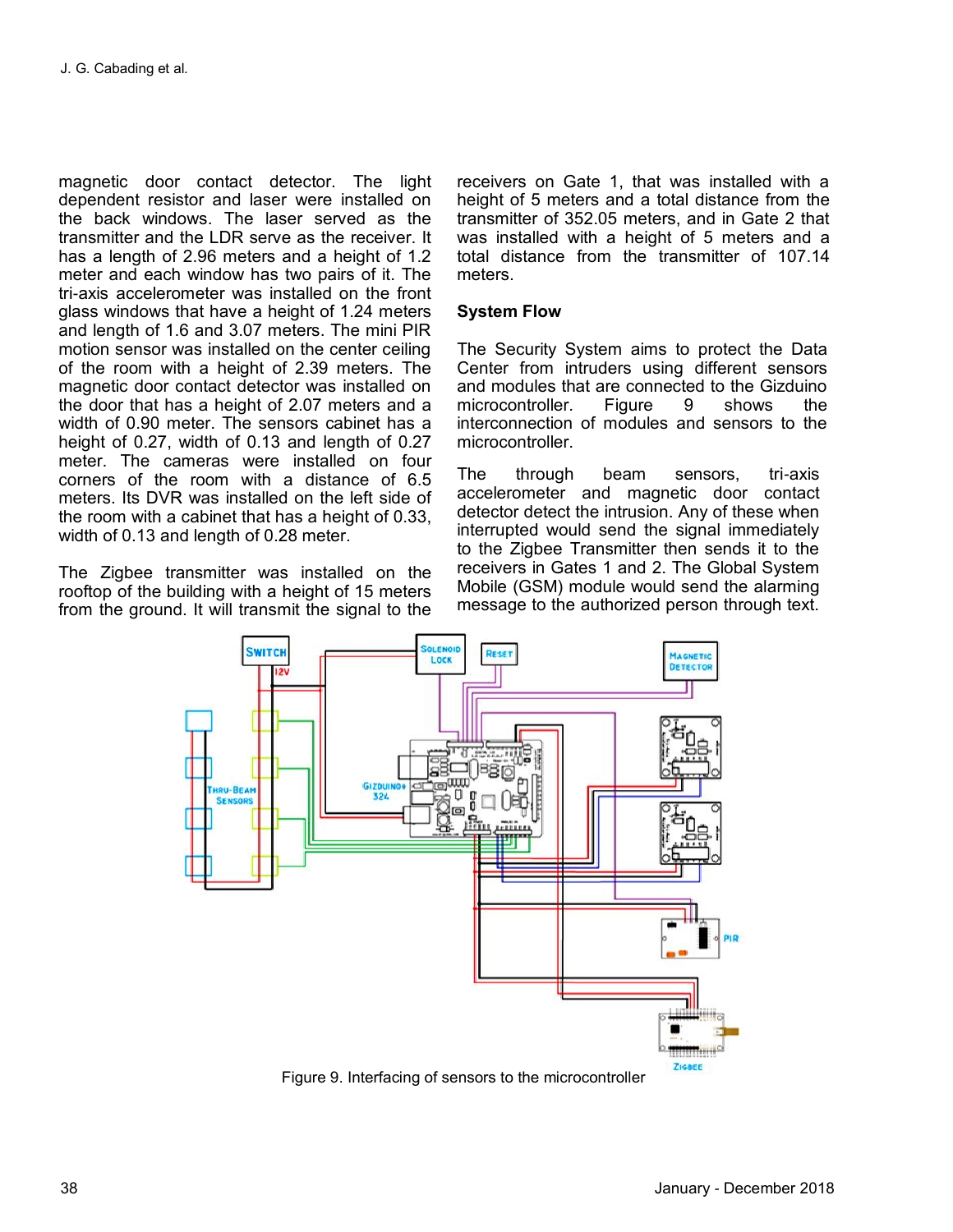magnetic door contact detector. The light dependent resistor and laser were installed on the back windows. The laser served as the transmitter and the LDR serve as the receiver. It has a length of 2.96 meters and a height of 1.2 meter and each window has two pairs of it. The tri-axis accelerometer was installed on the front glass windows that have a height of 1.24 meters and length of 1.6 and 3.07 meters. The mini PIR motion sensor was installed on the center ceiling of the room with a height of 2.39 meters. The magnetic door contact detector was installed on the door that has a height of 2.07 meters and a width of 0.90 meter. The sensors cabinet has a height of 0.27, width of 0.13 and length of 0.27 meter. The cameras were installed on four corners of the room with a distance of 6.5 meters. Its DVR was installed on the left side of the room with a cabinet that has a height of 0.33, width of 0.13 and length of 0.28 meter.

The Zigbee transmitter was installed on the rooftop of the building with a height of 15 meters from the ground. It will transmit the signal to the receivers on Gate 1, that was installed with a height of 5 meters and a total distance from the transmitter of 352.05 meters, and in Gate 2 that was installed with a height of 5 meters and a total distance from the transmitter of 107.14 meters.

**System Flow**

The Security System aims to protect the Data Center from intruders using different sensors and modules that are connected to the Gizduino microcontroller. Figure 9 shows the interconnection of modules and sensors to the microcontroller.

The through beam sensors, tri-axis accelerometer and magnetic door contact detector detect the intrusion. Any of these when interrupted would send the signal immediately to the Zigbee Transmitter then sends it to the receivers in Gates 1 and 2. The Global System Mobile (GSM) module would send the alarming message to the authorized person through text.

Figure 9. Interfacing of sensors to the microcontroller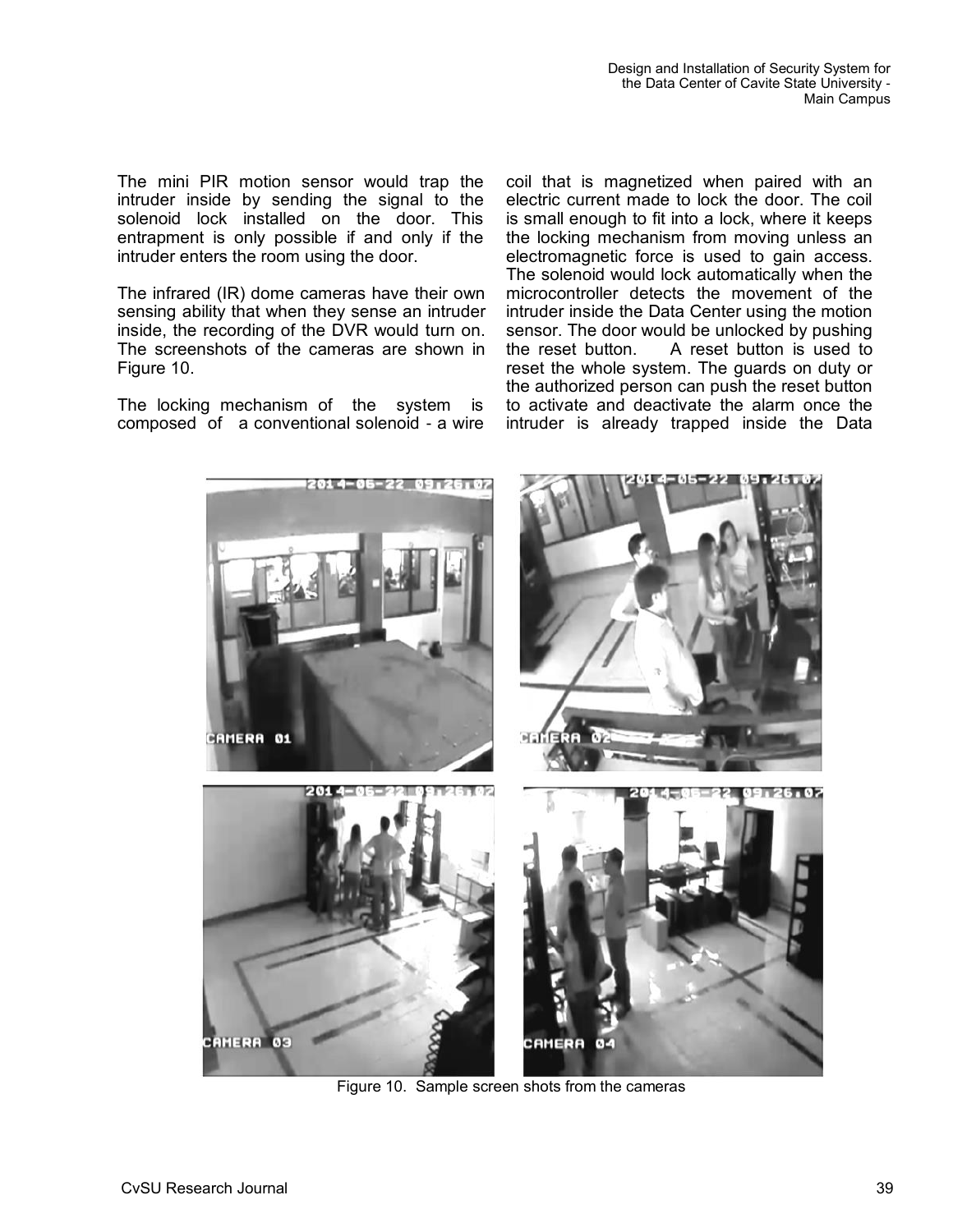The mini PIR motion sensor would trap the intruder inside by sending the signal to the solenoid lock installed on the door. This entrapment is only possible if and only if the intruder enters the room using the door.

The infrared (IR) dome cameras have their own sensing ability that when they sense an intruder inside, the recording of the DVR would turn on. The screenshots of the cameras are shown in Figure 10.

The locking mechanism of the system is composed of a conventional solenoid - a wire coil that is magnetized when paired with an electric current made to lock the door. The coil is small enough to fit into a lock, where it keeps the locking mechanism from moving unless an electromagnetic force is used to gain access. The solenoid would lock automatically when the microcontroller detects the movement of the intruder inside the Data Center using the motion sensor. The door would be unlocked by pushing the reset button. A reset button is used to reset the whole system. The guards on duty or the authorized person can push the reset button to activate and deactivate the alarm once the intruder is already trapped inside the Data

Figure 10. Sample screen shots from the cameras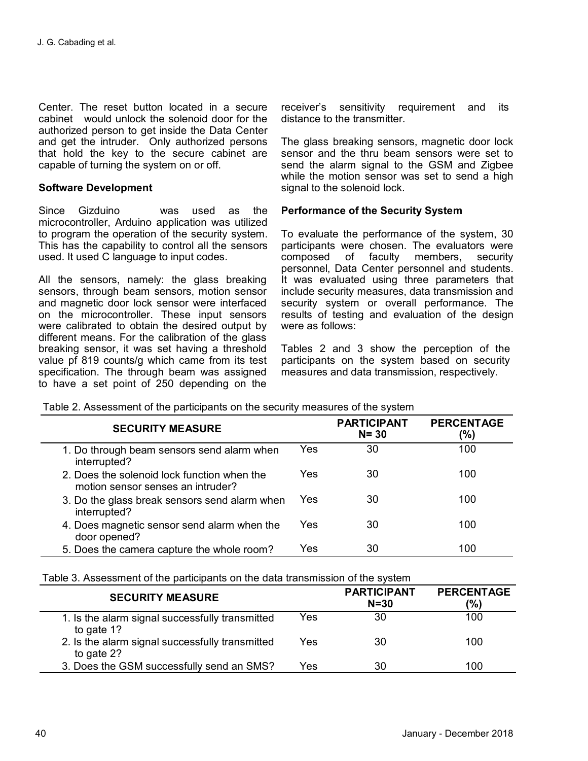Center. The reset button located in a secure cabinet would unlock the solenoid door for the authorized person to get inside the Data Center and get the intruder. Only authorized persons that hold the key to the secure cabinet are capable of turning the system on or off.

**Software Development**

Since Gizduino was used as the microcontroller, Arduino application was utilized to program the operation of the security system. This has the capability to control all the sensors used. It used C language to input codes.

All the sensors, namely: the glass breaking sensors, through beam sensors, motion sensor and magnetic door lock sensor were interfaced on the microcontroller. These input sensors were calibrated to obtain the desired output by different means. For the calibration of the glass breaking sensor, it was set having a threshold value pf 819 counts/g which came from its test specification. The through beam was assigned to have a set point of 250 depending on the receiver's sensitivity requirement and its distance to the transmitter.

The glass breaking sensors, magnetic door lock sensor and the thru beam sensors were set to send the alarm signal to the GSM and Zigbee while the motion sensor was set to send a high signal to the solenoid lock.

**Performance of the Security System**

To evaluate the performance of the system, 30 participants were chosen. The evaluators were composed of faculty members, security personnel, Data Center personnel and students. It was evaluated using three parameters that include security measures, data transmission and security system or overall performance. The results of testing and evaluation of the design were as follows:

Tables 2 and 3 show the perception of the participants on the system based on security measures and data transmission, respectively.

Table 2. Assessment of the participants on the security measures of the system

| SECURITY MEASURE | | PARTICIPANT N= 30 | PERCENTAGE (%) |
|---|---|---|---|
| 1. Do through beam sensors send alarm when interrupted? | Yes | 30 | 100 |
| 2. Does the solenoid lock function when the motion sensor senses an intruder? | Yes | 30 | 100 |
| 3. Do the glass break sensors send alarm when interrupted? | Yes | 30 | 100 |
| 4. Does magnetic sensor send alarm when the door opened? | Yes | 30 | 100 |
| 5. Does the camera capture the whole room? | Yes | 30 | 100 |

Table 3. Assessment of the participants on the data transmission of the system

| SECURITY MEASURE | | PARTICIPANT N=30 | PERCENTAGE (%) |
|---|---|---|---|
| 1. Is the alarm signal successfully transmitted to gate 1? | Yes | 30 | 100 |
| 2. Is the alarm signal successfully transmitted to gate 2? | Yes | 30 | 100 |
| 3. Does the GSM successfully send an SMS? | Yes | 30 | 100 |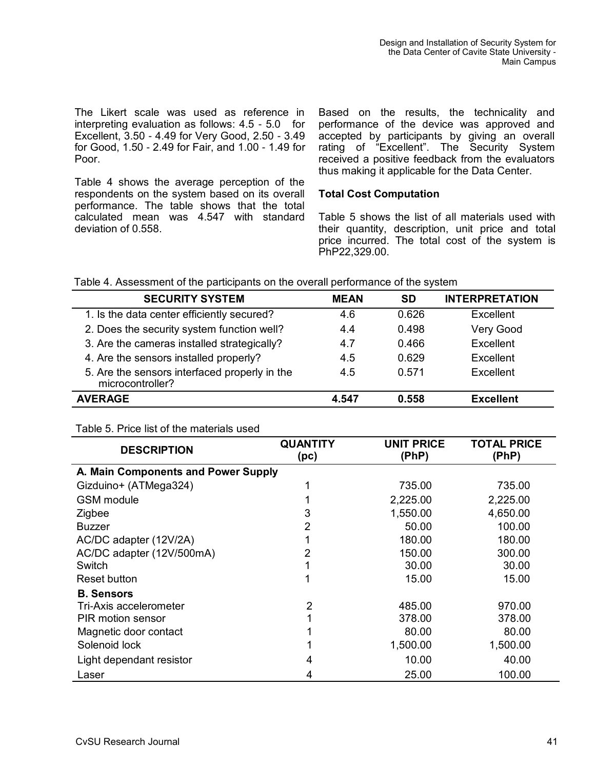The Likert scale was used as reference in interpreting evaluation as follows: 4.5 - 5.0 for Excellent, 3.50 - 4.49 for Very Good, 2.50 - 3.49 for Good, 1.50 - 2.49 for Fair, and 1.00 - 1.49 for Poor.

Table 4 shows the average perception of the respondents on the system based on its overall performance. The table shows that the total calculated mean was 4.547 with standard deviation of 0.558.

Based on the results, the technicality and performance of the device was approved and accepted by participants by giving an overall rating of "Excellent". The Security System received a positive feedback from the evaluators thus making it applicable for the Data Center.

**Total Cost Computation**

Table 5 shows the list of all materials used with their quantity, description, unit price and total price incurred. The total cost of the system is PhP22,329.00.

Table 4. Assessment of the participants on the overall performance of the system

| SECURITY SYSTEM | MEAN | SD | INTERPRETATION |
|---|---|---|---|
| 1. Is the data center efficiently secured? | 4.6 | 0.626 | Excellent |
| 2. Does the security system function well? | 4.4 | 0.498 | Very Good |
| 3. Are the cameras installed strategically? | 4.7 | 0.466 | Excellent |
| 4. Are the sensors installed properly? | 4.5 | 0.629 | Excellent |
| 5. Are the sensors interfaced properly in the microcontroller? | 4.5 | 0.571 | Excellent |
| **AVERAGE** | **4.547** | **0.558** | **Excellent** |

Table 5. Price list of the materials used

| DESCRIPTION | QUANTITY (pc) | UNIT PRICE (PhP) | TOTAL PRICE (PhP) |
|---|---|---|---|
| **A. Main Components and Power Supply** | | | |
| Gizduino+ (ATMega324) | 1 | 735.00 | 735.00 |
| GSM module | 1 | 2,225.00 | 2,225.00 |
| Zigbee | 3 | 1,550.00 | 4,650.00 |
| Buzzer | 2 | 50.00 | 100.00 |
| AC/DC adapter (12V/2A) | 1 | 180.00 | 180.00 |
| AC/DC adapter (12V/500mA) | 2 | 150.00 | 300.00 |
| Switch | 1 | 30.00 | 30.00 |
| Reset button | 1 | 15.00 | 15.00 |
| **B. Sensors** | | | |
| Tri-Axis accelerometer | 2 | 485.00 | 970.00 |
| PIR motion sensor | 1 | 378.00 | 378.00 |
| Magnetic door contact | 1 | 80.00 | 80.00 |
| Solenoid lock | 1 | 1,500.00 | 1,500.00 |
| Light dependant resistor | 4 | 10.00 | 40.00 |
| Laser | 4 | 25.00 | 100.00 |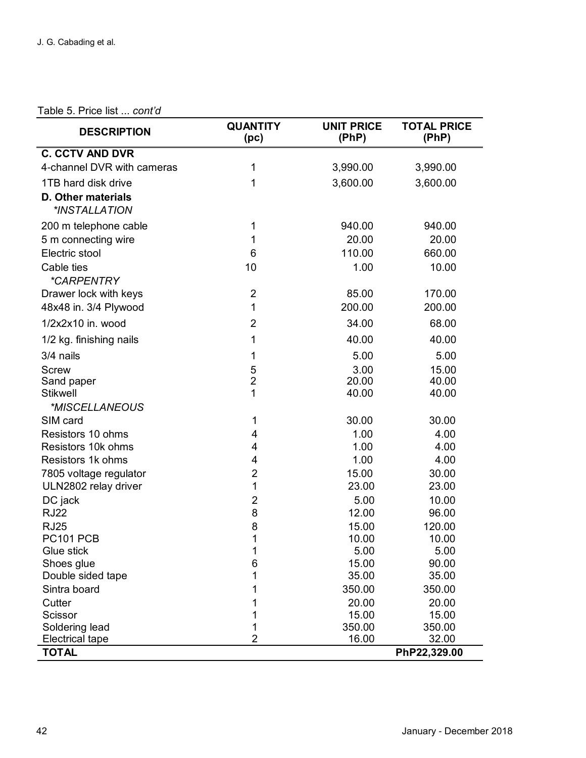Table 5. Price list ... *cont'd*

| DESCRIPTION | QUANTITY (pc) | UNIT PRICE (PhP) | TOTAL PRICE (PhP) |
|---|---|---|---|
| **C. CCTV AND DVR** | | | |
| 4-channel DVR with cameras | 1 | 3,990.00 | 3,990.00 |
| 1TB hard disk drive | 1 | 3,600.00 | 3,600.00 |
| **D. Other materials** | | | |
| *\*INSTALLATION* | | | |
| 200 m telephone cable | 1 | 940.00 | 940.00 |
| 5 m connecting wire | 1 | 20.00 | 20.00 |
| Electric stool | 6 | 110.00 | 660.00 |
| Cable ties | 10 | 1.00 | 10.00 |
| *\*CARPENTRY* | | | |
| Drawer lock with keys | 2 | 85.00 | 170.00 |
| 48x48 in. 3/4 Plywood | 1 | 200.00 | 200.00 |
| 1/2x2x10 in. wood | 2 | 34.00 | 68.00 |
| 1/2 kg. finishing nails | 1 | 40.00 | 40.00 |
| 3/4 nails | 1 | 5.00 | 5.00 |
| Screw | 5 | 3.00 | 15.00 |
| Sand paper | 2 | 20.00 | 40.00 |
| Stikwell | 1 | 40.00 | 40.00 |
| *\*MISCELLANEOUS* | | | |
| SIM card | 1 | 30.00 | 30.00 |
| Resistors 10 ohms | 4 | 1.00 | 4.00 |
| Resistors 10k ohms | 4 | 1.00 | 4.00 |
| Resistors 1k ohms | 4 | 1.00 | 4.00 |
| 7805 voltage regulator | 2 | 15.00 | 30.00 |
| ULN2802 relay driver | 1 | 23.00 | 23.00 |
| DC jack | 2 | 5.00 | 10.00 |
| RJ22 | 8 | 12.00 | 96.00 |
| RJ25 | 8 | 15.00 | 120.00 |
| PC101 PCB | 1 | 10.00 | 10.00 |
| Glue stick | 1 | 5.00 | 5.00 |
| Shoes glue | 6 | 15.00 | 90.00 |
| Double sided tape | 1 | 35.00 | 35.00 |
| Sintra board | 1 | 350.00 | 350.00 |
| Cutter | 1 | 20.00 | 20.00 |
| Scissor | 1 | 15.00 | 15.00 |
| Soldering lead | 1 | 350.00 | 350.00 |
| Electrical tape | 2 | 16.00 | 32.00 |
| **TOTAL** | | | **PhP22,329.00** |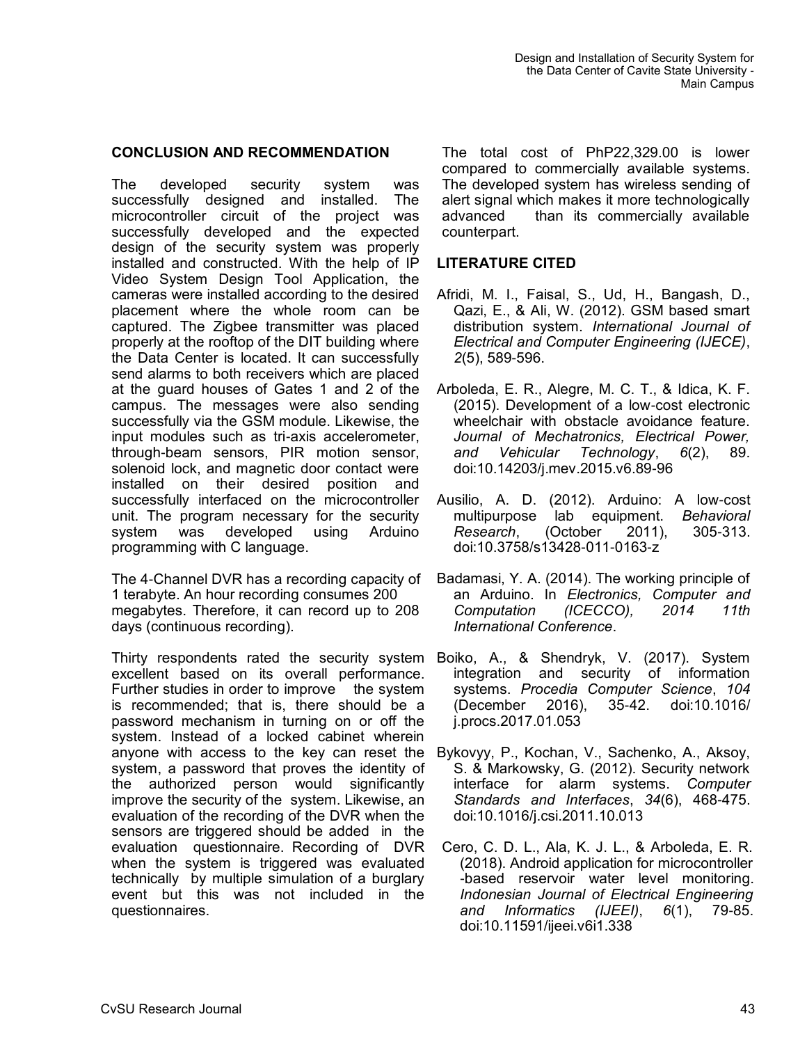## CONCLUSION AND RECOMMENDATION

The developed security system was successfully designed and installed. The microcontroller circuit of the project was successfully developed and the expected design of the security system was properly installed and constructed. With the help of IP Video System Design Tool Application, the cameras were installed according to the desired placement where the whole room can be captured. The Zigbee transmitter was placed properly at the rooftop of the DIT building where the Data Center is located. It can successfully send alarms to both receivers which are placed at the guard houses of Gates 1 and 2 of the campus. The messages were also sending successfully via the GSM module. Likewise, the input modules such as tri-axis accelerometer, through-beam sensors, PIR motion sensor, solenoid lock, and magnetic door contact were installed on their desired position and successfully interfaced on the microcontroller unit. The program necessary for the security system was developed using Arduino programming with C language.

The 4-Channel DVR has a recording capacity of 1 terabyte. An hour recording consumes 200 megabytes. Therefore, it can record up to 208 days (continuous recording).

Thirty respondents rated the security system excellent based on its overall performance. Further studies in order to improve the system is recommended; that is, there should be a password mechanism in turning on or off the system. Instead of a locked cabinet wherein anyone with access to the key can reset the system, a password that proves the identity of the authorized person would significantly improve the security of the system. Likewise, an evaluation of the recording of the DVR when the sensors are triggered should be added in the evaluation questionnaire. Recording of DVR when the system is triggered was evaluated technically by multiple simulation of a burglary event but this was not included in the questionnaires.

The total cost of PhP22,329.00 is lower compared to commercially available systems. The developed system has wireless sending of alert signal which makes it more technologically advanced than its commercially available counterpart.

## LITERATURE CITED

Afridi, M. I., Faisal, S., Ud, H., Bangash, D., Qazi, E., & Ali, W. (2012). GSM based smart distribution system. *International Journal of Electrical and Computer Engineering (IJECE)*, *2*(5), 589-596.

Arboleda, E. R., Alegre, M. C. T., & Idica, K. F. (2015). Development of a low-cost electronic wheelchair with obstacle avoidance feature. *Journal of Mechatronics, Electrical Power, and Vehicular Technology*, *6*(2), 89. doi:10.14203/j.mev.2015.v6.89-96

Ausilio, A. D. (2012). Arduino: A low-cost multipurpose lab equipment. *Behavioral Research*, (October 2011), 305-313. doi:10.3758/s13428-011-0163-z

Badamasi, Y. A. (2014). The working principle of an Arduino. In *Electronics, Computer and Computation (ICECCO), 2014 11th International Conference*.

Boiko, A., & Shendryk, V. (2017). System integration and security of information systems. *Procedia Computer Science*, *104* (December 2016), 35-42. doi:10.1016/j.procs.2017.01.053

Bykovyy, P., Kochan, V., Sachenko, A., Aksoy, S. & Markowsky, G. (2012). Security network interface for alarm systems. *Computer Standards and Interfaces*, *34*(6), 468-475. doi:10.1016/j.csi.2011.10.013

Cero, C. D. L., Ala, K. J. L., & Arboleda, E. R. (2018). Android application for microcontroller -based reservoir water level monitoring. *Indonesian Journal of Electrical Engineering and Informatics (IJEEI)*, *6*(1), 79-85. doi:10.11591/ijeei.v6i1.338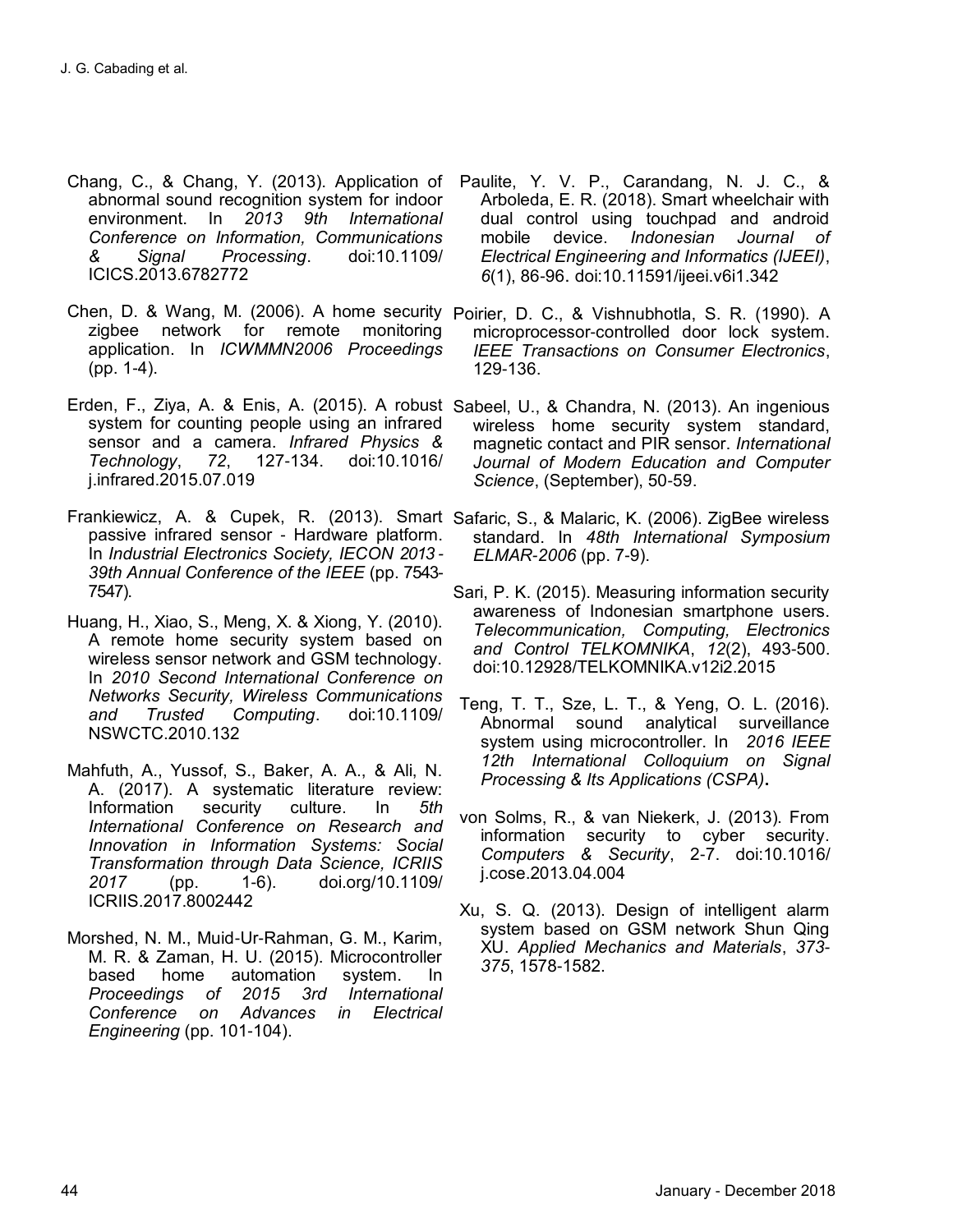Chang, C., & Chang, Y. (2013). Application of abnormal sound recognition system for indoor environment. In *2013 9th International Conference on Information, Communications & Signal Processing*. doi:10.1109/ICICS.2013.6782772

Chen, D. & Wang, M. (2006). A home security zigbee network for remote monitoring application. In *ICWMMN2006 Proceedings* (pp. 1-4).

Erden, F., Ziya, A. & Enis, A. (2015). A robust system for counting people using an infrared sensor and a camera. *Infrared Physics & Technology*, *72*, 127-134. doi:10.1016/j.infrared.2015.07.019

Frankiewicz, A. & Cupek, R. (2013). Smart passive infrared sensor - Hardware platform. In *Industrial Electronics Society, IECON 2013 - 39th Annual Conference of the IEEE* (pp. 7543-7547).

Huang, H., Xiao, S., Meng, X. & Xiong, Y. (2010). A remote home security system based on wireless sensor network and GSM technology. In *2010 Second International Conference on Networks Security, Wireless Communications and Trusted Computing*. doi:10.1109/NSWCTC.2010.132

Mahfuth, A., Yussof, S., Baker, A. A., & Ali, N. A. (2017). A systematic literature review: Information security culture. In *5th International Conference on Research and Innovation in Information Systems: Social Transformation through Data Science, ICRIIS 2017* (pp. 1-6). doi.org/10.1109/ICRIIS.2017.8002442

Morshed, N. M., Muid-Ur-Rahman, G. M., Karim, M. R. & Zaman, H. U. (2015). Microcontroller based home automation system. In *Proceedings of 2015 3rd International Conference on Advances in Electrical Engineering* (pp. 101-104).

Paulite, Y. V. P., Carandang, N. J. C., & Arboleda, E. R. (2018). Smart wheelchair with dual control using touchpad and android mobile device. *Indonesian Journal of Electrical Engineering and Informatics (IJEEI)*, *6*(1), 86-96. doi:10.11591/ijeei.v6i1.342

Poirier, D. C., & Vishnubhotla, S. R. (1990). A microprocessor-controlled door lock system. *IEEE Transactions on Consumer Electronics*, 129-136.

Sabeel, U., & Chandra, N. (2013). An ingenious wireless home security system standard, magnetic contact and PIR sensor. *International Journal of Modern Education and Computer Science*, (September), 50-59.

Safaric, S., & Malaric, K. (2006). ZigBee wireless standard. In *48th International Symposium ELMAR-2006* (pp. 7-9).

Sari, P. K. (2015). Measuring information security awareness of Indonesian smartphone users. *Telecommunication, Computing, Electronics and Control TELKOMNIKA*, *12*(2), 493-500. doi:10.12928/TELKOMNIKA.v12i2.2015

Teng, T. T., Sze, L. T., & Yeng, O. L. (2016). Abnormal sound analytical surveillance system using microcontroller. In *2016 IEEE 12th International Colloquium on Signal Processing & Its Applications (CSPA)*.

von Solms, R., & van Niekerk, J. (2013). From information security to cyber security. *Computers & Security*, 2-7. doi:10.1016/j.cose.2013.04.004

Xu, S. Q. (2013). Design of intelligent alarm system based on GSM network Shun Qing XU. *Applied Mechanics and Materials*, *373-375*, 1578-1582.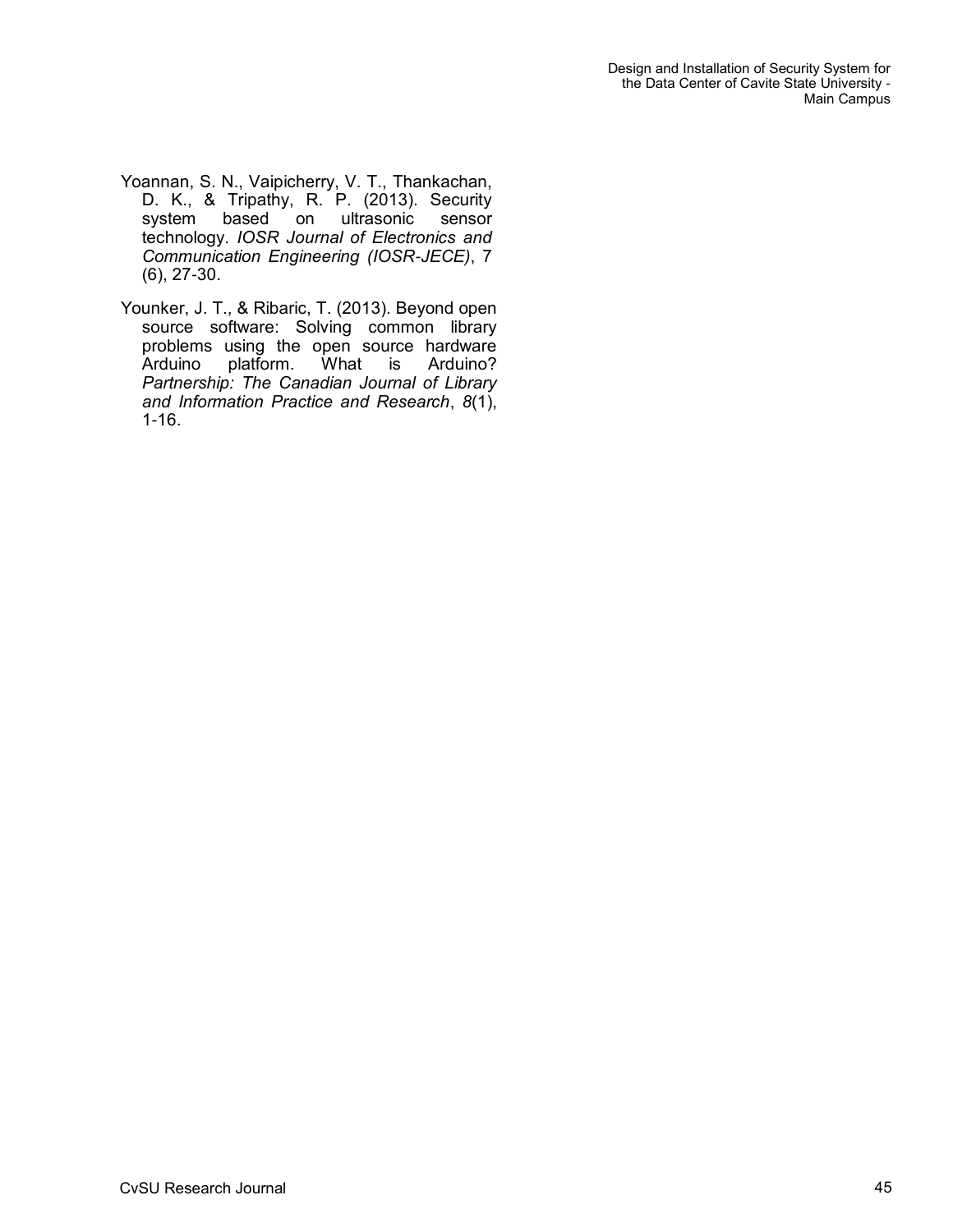Yoannan, S. N., Vaipicherry, V. T., Thankachan, D. K., & Tripathy, R. P. (2013). Security system based on ultrasonic sensor technology. *IOSR Journal of Electronics and Communication Engineering (IOSR-JECE)*, 7 (6), 27-30.

Younker, J. T., & Ribaric, T. (2013). Beyond open source software: Solving common library problems using the open source hardware Arduino platform. What is Arduino? *Partnership: The Canadian Journal of Library and Information Practice and Research*, *8*(1), 1-16.